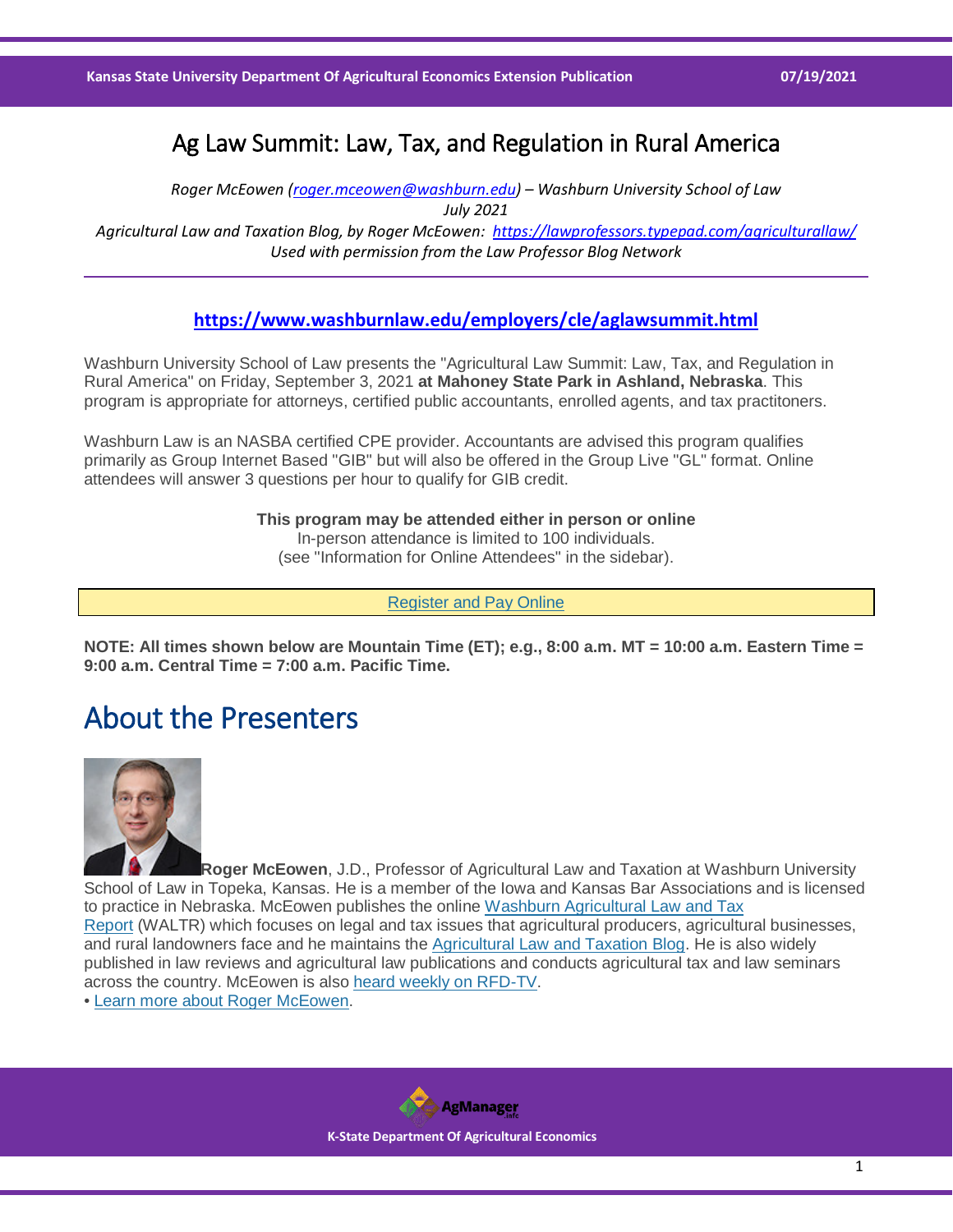# Ag Law Summit: Law, Tax, and Regulation in Rural America

*Roger McEowen (roger.mceowen@washburn.edu) – Washburn University School of Law*
*July 2021*
*Agricultural Law and Taxation Blog, by Roger McEowen: https://lawprofessors.typepad.com/agriculturallaw/*
*Used with permission from the Law Professor Blog Network*

---

**https://www.washburnlaw.edu/employers/cle/aglawsummit.html**

Washburn University School of Law presents the "Agricultural Law Summit: Law, Tax, and Regulation in Rural America" on Friday, September 3, 2021 **at Mahoney State Park in Ashland, Nebraska**. This program is appropriate for attorneys, certified public accountants, enrolled agents, and tax practitoners.

Washburn Law is an NASBA certified CPE provider. Accountants are advised this program qualifies primarily as Group Internet Based "GIB" but will also be offered in the Group Live "GL" format. Online attendees will answer 3 questions per hour to qualify for GIB credit.

**This program may be attended either in person or online**
In-person attendance is limited to 100 individuals.
(see "Information for Online Attendees" in the sidebar).

Register and Pay Online

**NOTE: All times shown below are Mountain Time (ET); e.g., 8:00 a.m. MT = 10:00 a.m. Eastern Time = 9:00 a.m. Central Time = 7:00 a.m. Pacific Time.**

## About the Presenters

**Roger McEowen**, J.D., Professor of Agricultural Law and Taxation at Washburn University School of Law in Topeka, Kansas. He is a member of the Iowa and Kansas Bar Associations and is licensed to practice in Nebraska. McEowen publishes the online Washburn Agricultural Law and Tax Report (WALTR) which focuses on legal and tax issues that agricultural producers, agricultural businesses, and rural landowners face and he maintains the Agricultural Law and Taxation Blog. He is also widely published in law reviews and agricultural law publications and conducts agricultural tax and law seminars across the country. McEowen is also heard weekly on RFD-TV.

• Learn more about Roger McEowen.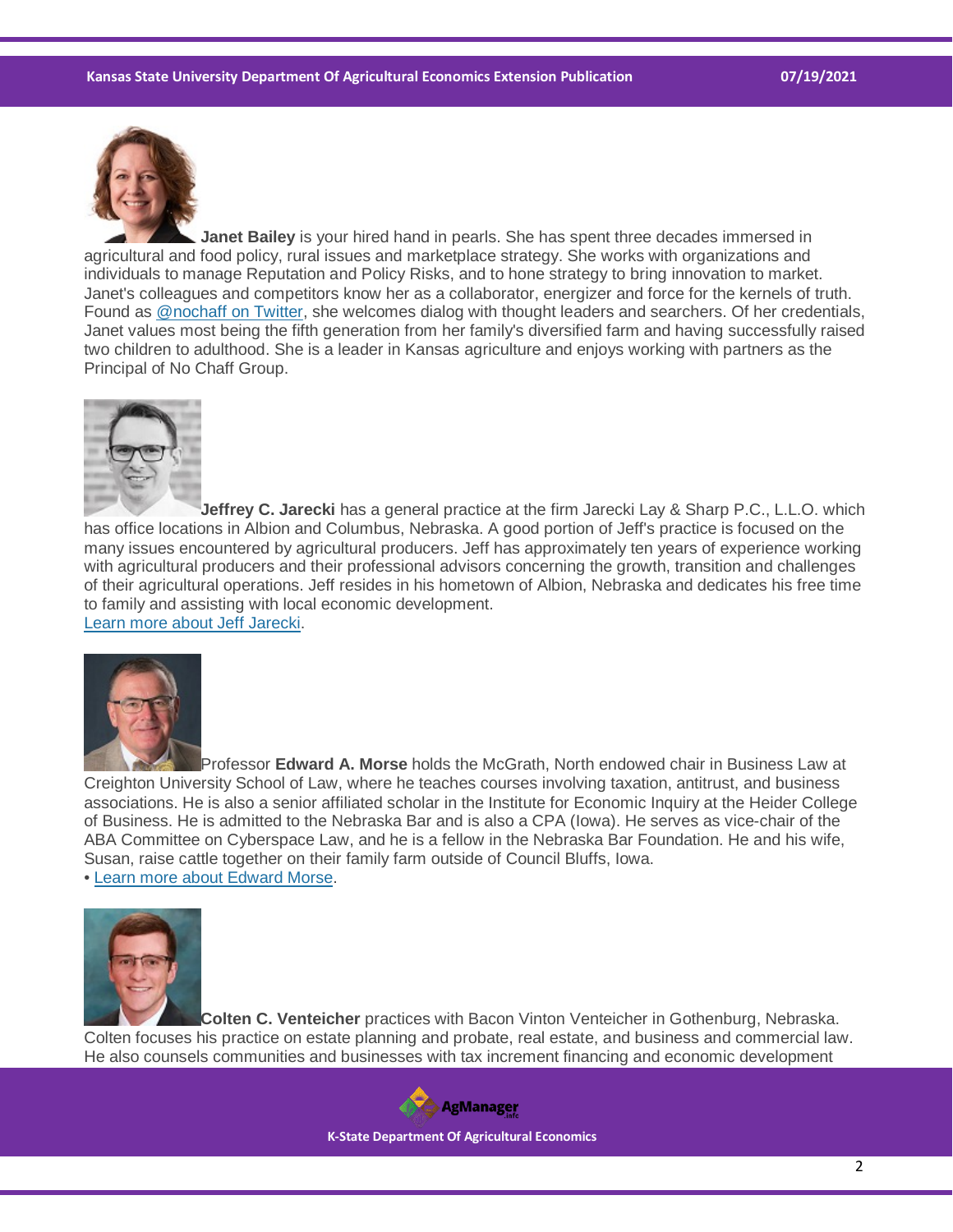**Janet Bailey** is your hired hand in pearls. She has spent three decades immersed in agricultural and food policy, rural issues and marketplace strategy. She works with organizations and individuals to manage Reputation and Policy Risks, and to hone strategy to bring innovation to market. Janet's colleagues and competitors know her as a collaborator, energizer and force for the kernels of truth. Found as [@nochaff on Twitter](), she welcomes dialog with thought leaders and searchers. Of her credentials, Janet values most being the fifth generation from her family's diversified farm and having successfully raised two children to adulthood. She is a leader in Kansas agriculture and enjoys working with partners as the Principal of No Chaff Group.

**Jeffrey C. Jarecki** has a general practice at the firm Jarecki Lay & Sharp P.C., L.L.O. which has office locations in Albion and Columbus, Nebraska. A good portion of Jeff's practice is focused on the many issues encountered by agricultural producers. Jeff has approximately ten years of experience working with agricultural producers and their professional advisors concerning the growth, transition and challenges of their agricultural operations. Jeff resides in his hometown of Albion, Nebraska and dedicates his free time to family and assisting with local economic development.
[Learn more about Jeff Jarecki]().

Professor **Edward A. Morse** holds the McGrath, North endowed chair in Business Law at Creighton University School of Law, where he teaches courses involving taxation, antitrust, and business associations. He is also a senior affiliated scholar in the Institute for Economic Inquiry at the Heider College of Business. He is admitted to the Nebraska Bar and is also a CPA (Iowa). He serves as vice-chair of the ABA Committee on Cyberspace Law, and he is a fellow in the Nebraska Bar Foundation. He and his wife, Susan, raise cattle together on their family farm outside of Council Bluffs, Iowa.
• [Learn more about Edward Morse]().

**Colten C. Venteicher** practices with Bacon Vinton Venteicher in Gothenburg, Nebraska. Colten focuses his practice on estate planning and probate, real estate, and business and commercial law. He also counsels communities and businesses with tax increment financing and economic development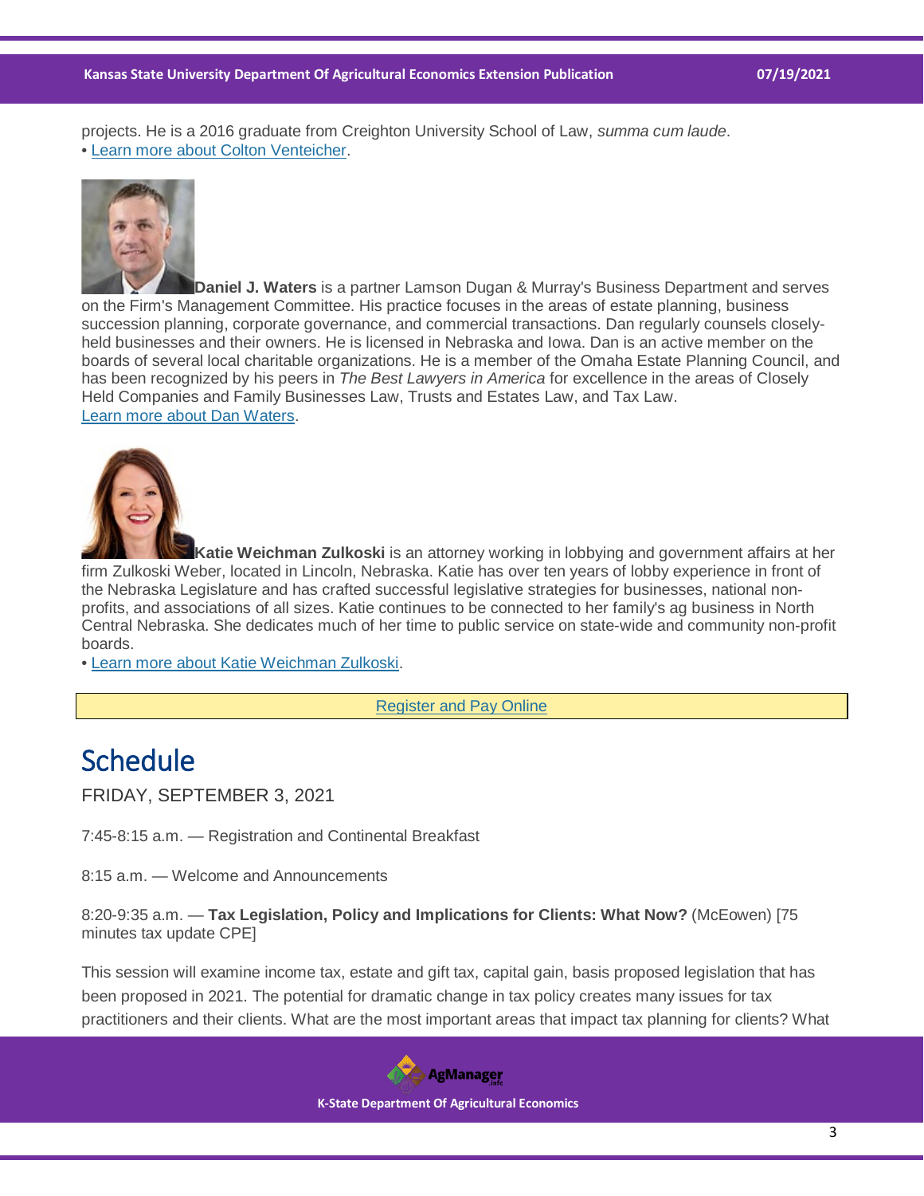projects. He is a 2016 graduate from Creighton University School of Law, *summa cum laude*.
• Learn more about Colton Venteicher.

**Daniel J. Waters** is a partner Lamson Dugan & Murray's Business Department and serves on the Firm's Management Committee. His practice focuses in the areas of estate planning, business succession planning, corporate governance, and commercial transactions. Dan regularly counsels closely-held businesses and their owners. He is licensed in Nebraska and Iowa. Dan is an active member on the boards of several local charitable organizations. He is a member of the Omaha Estate Planning Council, and has been recognized by his peers in *The Best Lawyers in America* for excellence in the areas of Closely Held Companies and Family Businesses Law, Trusts and Estates Law, and Tax Law.
Learn more about Dan Waters.

**Katie Weichman Zulkoski** is an attorney working in lobbying and government affairs at her firm Zulkoski Weber, located in Lincoln, Nebraska. Katie has over ten years of lobby experience in front of the Nebraska Legislature and has crafted successful legislative strategies for businesses, national non-profits, and associations of all sizes. Katie continues to be connected to her family's ag business in North Central Nebraska. She dedicates much of her time to public service on state-wide and community non-profit boards.
• Learn more about Katie Weichman Zulkoski.

Register and Pay Online

# Schedule

FRIDAY, SEPTEMBER 3, 2021

7:45-8:15 a.m. — Registration and Continental Breakfast

8:15 a.m. — Welcome and Announcements

8:20-9:35 a.m. — **Tax Legislation, Policy and Implications for Clients: What Now?** (McEowen) [75 minutes tax update CPE]

This session will examine income tax, estate and gift tax, capital gain, basis proposed legislation that has been proposed in 2021. The potential for dramatic change in tax policy creates many issues for tax practitioners and their clients. What are the most important areas that impact tax planning for clients? What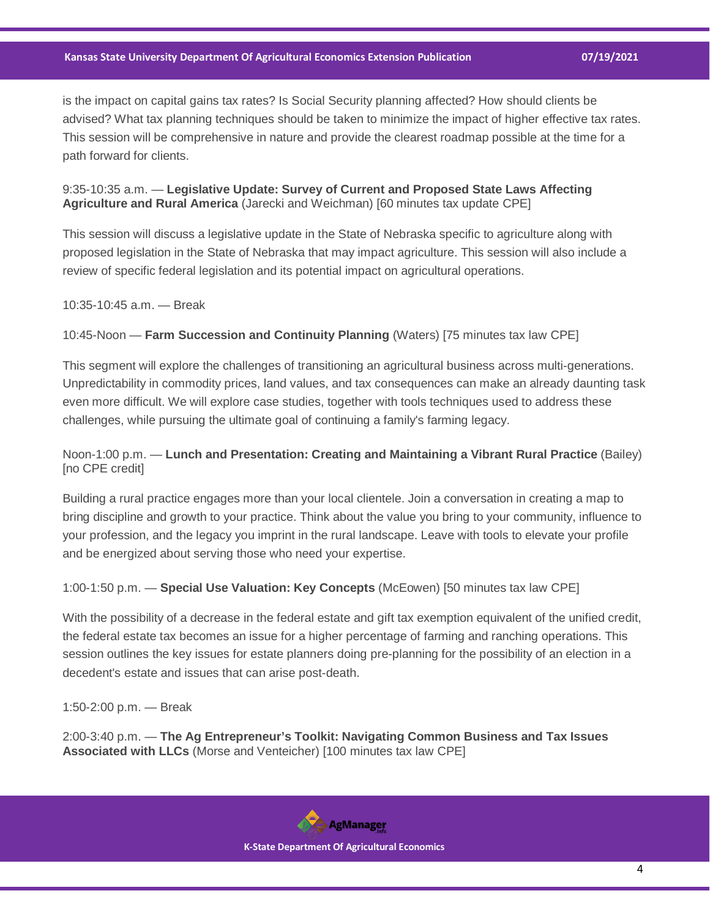is the impact on capital gains tax rates? Is Social Security planning affected? How should clients be advised? What tax planning techniques should be taken to minimize the impact of higher effective tax rates. This session will be comprehensive in nature and provide the clearest roadmap possible at the time for a path forward for clients.

9:35-10:35 a.m. — **Legislative Update: Survey of Current and Proposed State Laws Affecting Agriculture and Rural America** (Jarecki and Weichman) [60 minutes tax update CPE]

This session will discuss a legislative update in the State of Nebraska specific to agriculture along with proposed legislation in the State of Nebraska that may impact agriculture. This session will also include a review of specific federal legislation and its potential impact on agricultural operations.

10:35-10:45 a.m. — Break

10:45-Noon — **Farm Succession and Continuity Planning** (Waters) [75 minutes tax law CPE]

This segment will explore the challenges of transitioning an agricultural business across multi-generations. Unpredictability in commodity prices, land values, and tax consequences can make an already daunting task even more difficult. We will explore case studies, together with tools techniques used to address these challenges, while pursuing the ultimate goal of continuing a family's farming legacy.

Noon-1:00 p.m. — **Lunch and Presentation: Creating and Maintaining a Vibrant Rural Practice** (Bailey) [no CPE credit]

Building a rural practice engages more than your local clientele. Join a conversation in creating a map to bring discipline and growth to your practice. Think about the value you bring to your community, influence to your profession, and the legacy you imprint in the rural landscape. Leave with tools to elevate your profile and be energized about serving those who need your expertise.

1:00-1:50 p.m. — **Special Use Valuation: Key Concepts** (McEowen) [50 minutes tax law CPE]

With the possibility of a decrease in the federal estate and gift tax exemption equivalent of the unified credit, the federal estate tax becomes an issue for a higher percentage of farming and ranching operations. This session outlines the key issues for estate planners doing pre-planning for the possibility of an election in a decedent's estate and issues that can arise post-death.

1:50-2:00 p.m. — Break

2:00-3:40 p.m. — **The Ag Entrepreneur's Toolkit: Navigating Common Business and Tax Issues Associated with LLCs** (Morse and Venteicher) [100 minutes tax law CPE]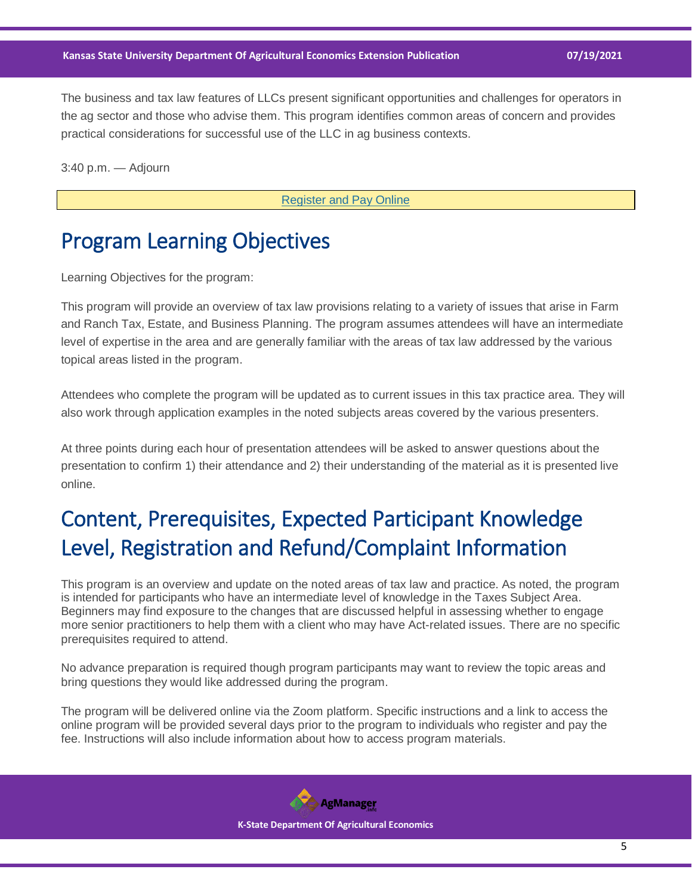The business and tax law features of LLCs present significant opportunities and challenges for operators in the ag sector and those who advise them. This program identifies common areas of concern and provides practical considerations for successful use of the LLC in ag business contexts.

3:40 p.m. — Adjourn

Register and Pay Online

## Program Learning Objectives

Learning Objectives for the program:

This program will provide an overview of tax law provisions relating to a variety of issues that arise in Farm and Ranch Tax, Estate, and Business Planning. The program assumes attendees will have an intermediate level of expertise in the area and are generally familiar with the areas of tax law addressed by the various topical areas listed in the program.

Attendees who complete the program will be updated as to current issues in this tax practice area. They will also work through application examples in the noted subjects areas covered by the various presenters.

At three points during each hour of presentation attendees will be asked to answer questions about the presentation to confirm 1) their attendance and 2) their understanding of the material as it is presented live online.

## Content, Prerequisites, Expected Participant Knowledge Level, Registration and Refund/Complaint Information

This program is an overview and update on the noted areas of tax law and practice. As noted, the program is intended for participants who have an intermediate level of knowledge in the Taxes Subject Area. Beginners may find exposure to the changes that are discussed helpful in assessing whether to engage more senior practitioners to help them with a client who may have Act-related issues. There are no specific prerequisites required to attend.

No advance preparation is required though program participants may want to review the topic areas and bring questions they would like addressed during the program.

The program will be delivered online via the Zoom platform. Specific instructions and a link to access the online program will be provided several days prior to the program to individuals who register and pay the fee. Instructions will also include information about how to access program materials.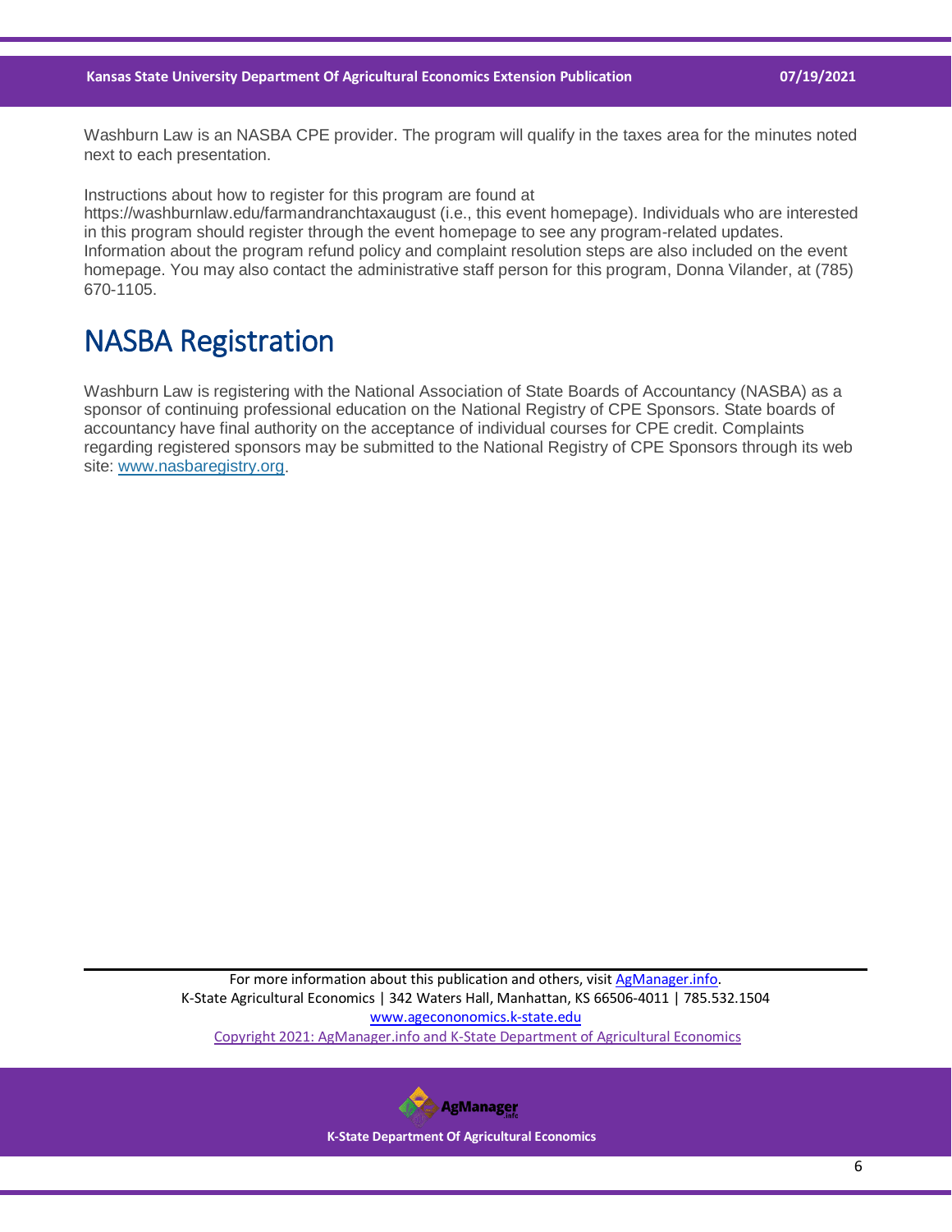Washburn Law is an NASBA CPE provider. The program will qualify in the taxes area for the minutes noted next to each presentation.

Instructions about how to register for this program are found at https://washburnlaw.edu/farmandranchtaxaugust (i.e., this event homepage). Individuals who are interested in this program should register through the event homepage to see any program-related updates. Information about the program refund policy and complaint resolution steps are also included on the event homepage. You may also contact the administrative staff person for this program, Donna Vilander, at (785) 670-1105.

## NASBA Registration

Washburn Law is registering with the National Association of State Boards of Accountancy (NASBA) as a sponsor of continuing professional education on the National Registry of CPE Sponsors. State boards of accountancy have final authority on the acceptance of individual courses for CPE credit. Complaints regarding registered sponsors may be submitted to the National Registry of CPE Sponsors through its web site: [www.nasbaregistry.org](http://www.nasbaregistry.org).